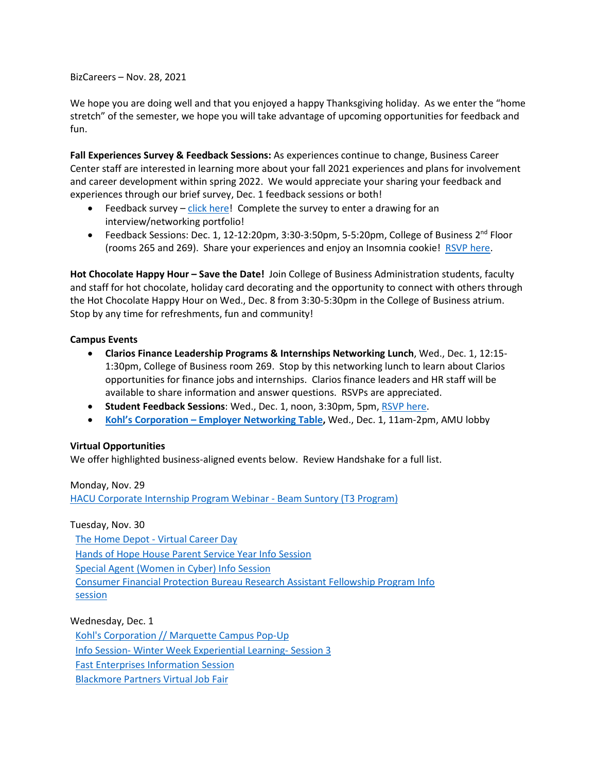BizCareers – Nov. 28, 2021

We hope you are doing well and that you enjoyed a happy Thanksgiving holiday. As we enter the "home stretch" of the semester, we hope you will take advantage of upcoming opportunities for feedback and fun.

**Fall Experiences Survey & Feedback Sessions:** As experiences continue to change, Business Career Center staff are interested in learning more about your fall 2021 experiences and plans for involvement and career development within spring 2022. We would appreciate your sharing your feedback and experiences through our brief survey, Dec. 1 feedback sessions or both!

- Feedback survey – click here! Complete the survey to enter a drawing for an interview/networking portfolio!
- Feedback Sessions: Dec. 1, 12-12:20pm, 3:30-3:50pm, 5-5:20pm, College of Business 2nd Floor (rooms 265 and 269). Share your experiences and enjoy an Insomnia cookie! RSVP here.

**Hot Chocolate Happy Hour – Save the Date!** Join College of Business Administration students, faculty and staff for hot chocolate, holiday card decorating and the opportunity to connect with others through the Hot Chocolate Happy Hour on Wed., Dec. 8 from 3:30-5:30pm in the College of Business atrium. Stop by any time for refreshments, fun and community!

**Campus Events**

- **Clarios Finance Leadership Programs & Internships Networking Lunch**, Wed., Dec. 1, 12:15-1:30pm, College of Business room 269. Stop by this networking lunch to learn about Clarios opportunities for finance jobs and internships. Clarios finance leaders and HR staff will be available to share information and answer questions. RSVPs are appreciated.
- **Student Feedback Sessions**: Wed., Dec. 1, noon, 3:30pm, 5pm, RSVP here.
- **Kohl's Corporation – Employer Networking Table,** Wed., Dec. 1, 11am-2pm, AMU lobby

**Virtual Opportunities**

We offer highlighted business-aligned events below. Review Handshake for a full list.

Monday, Nov. 29

HACU Corporate Internship Program Webinar - Beam Suntory (T3 Program)

Tuesday, Nov. 30

The Home Depot - Virtual Career Day
Hands of Hope House Parent Service Year Info Session
Special Agent (Women in Cyber) Info Session
Consumer Financial Protection Bureau Research Assistant Fellowship Program Info session

Wednesday, Dec. 1

Kohl's Corporation // Marquette Campus Pop-Up
Info Session- Winter Week Experiential Learning- Session 3
Fast Enterprises Information Session
Blackmore Partners Virtual Job Fair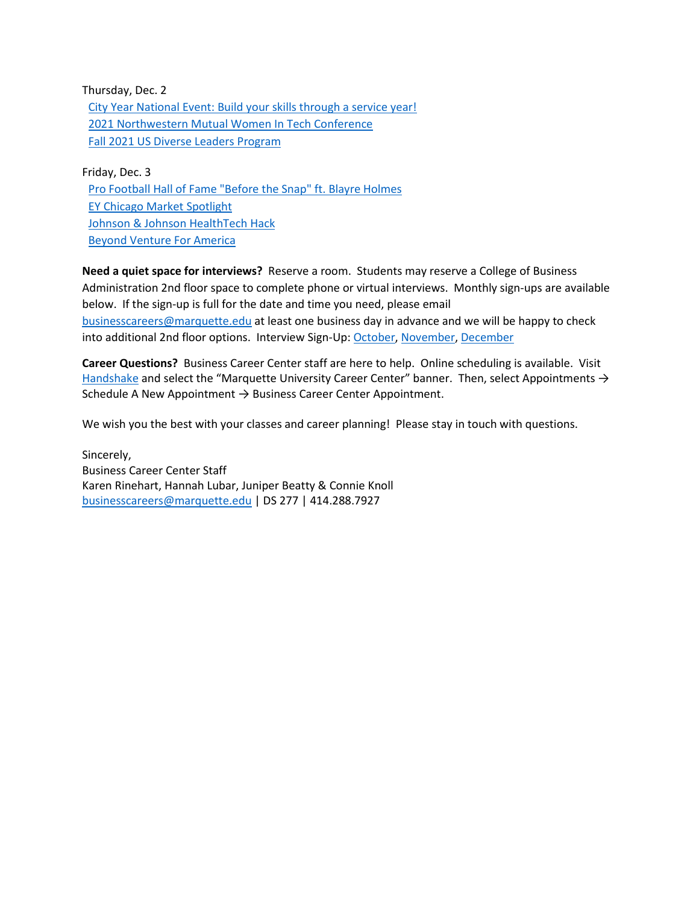Thursday, Dec. 2

- City Year National Event: Build your skills through a service year!
- 2021 Northwestern Mutual Women In Tech Conference
- Fall 2021 US Diverse Leaders Program

Friday, Dec. 3

- Pro Football Hall of Fame "Before the Snap" ft. Blayre Holmes
- EY Chicago Market Spotlight
- Johnson & Johnson HealthTech Hack
- Beyond Venture For America

**Need a quiet space for interviews?** Reserve a room. Students may reserve a College of Business Administration 2nd floor space to complete phone or virtual interviews. Monthly sign-ups are available below. If the sign-up is full for the date and time you need, please email businesscareers@marquette.edu at least one business day in advance and we will be happy to check into additional 2nd floor options. Interview Sign-Up: October, November, December

**Career Questions?** Business Career Center staff are here to help. Online scheduling is available. Visit Handshake and select the "Marquette University Career Center" banner. Then, select Appointments → Schedule A New Appointment → Business Career Center Appointment.

We wish you the best with your classes and career planning! Please stay in touch with questions.

Sincerely,
Business Career Center Staff
Karen Rinehart, Hannah Lubar, Juniper Beatty & Connie Knoll
businesscareers@marquette.edu | DS 277 | 414.288.7927